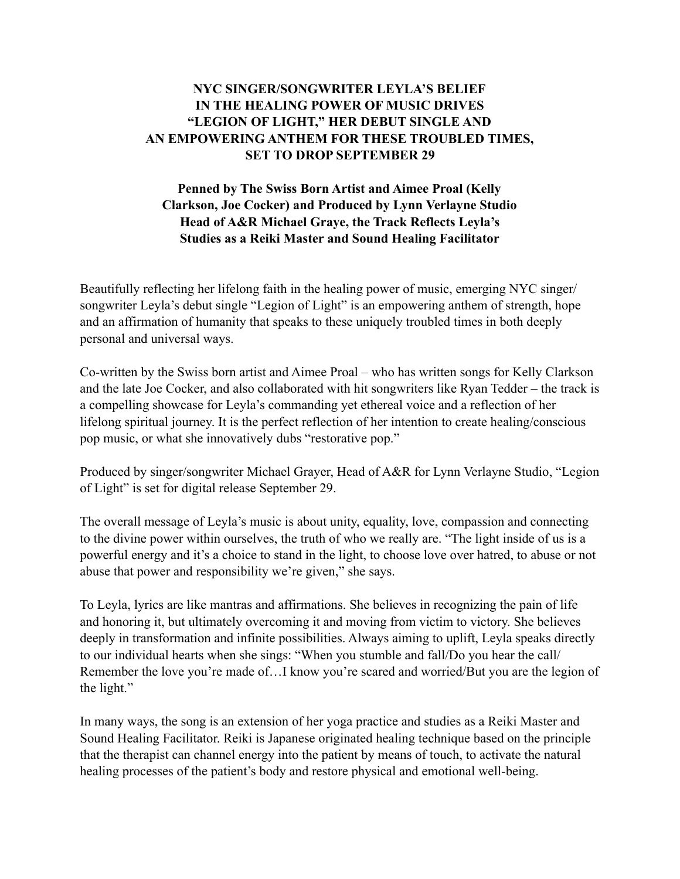# NYC SINGER/SONGWRITER LEYLA'S BELIEF IN THE HEALING POWER OF MUSIC DRIVES "LEGION OF LIGHT," HER DEBUT SINGLE AND AN EMPOWERING ANTHEM FOR THESE TROUBLED TIMES, SET TO DROP SEPTEMBER 29

## Penned by The Swiss Born Artist and Aimee Proal (Kelly Clarkson, Joe Cocker) and Produced by Lynn Verlayne Studio Head of A&R Michael Graye, the Track Reflects Leyla's Studies as a Reiki Master and Sound Healing Facilitator

Beautifully reflecting her lifelong faith in the healing power of music, emerging NYC singer/songwriter Leyla's debut single "Legion of Light" is an empowering anthem of strength, hope and an affirmation of humanity that speaks to these uniquely troubled times in both deeply personal and universal ways.

Co-written by the Swiss born artist and Aimee Proal – who has written songs for Kelly Clarkson and the late Joe Cocker, and also collaborated with hit songwriters like Ryan Tedder – the track is a compelling showcase for Leyla's commanding yet ethereal voice and a reflection of her lifelong spiritual journey. It is the perfect reflection of her intention to create healing/conscious pop music, or what she innovatively dubs "restorative pop."

Produced by singer/songwriter Michael Grayer, Head of A&R for Lynn Verlayne Studio, "Legion of Light" is set for digital release September 29.

The overall message of Leyla's music is about unity, equality, love, compassion and connecting to the divine power within ourselves, the truth of who we really are. "The light inside of us is a powerful energy and it's a choice to stand in the light, to choose love over hatred, to abuse or not abuse that power and responsibility we're given," she says.

To Leyla, lyrics are like mantras and affirmations. She believes in recognizing the pain of life and honoring it, but ultimately overcoming it and moving from victim to victory. She believes deeply in transformation and infinite possibilities. Always aiming to uplift, Leyla speaks directly to our individual hearts when she sings: "When you stumble and fall/Do you hear the call/ Remember the love you're made of…I know you're scared and worried/But you are the legion of the light."

In many ways, the song is an extension of her yoga practice and studies as a Reiki Master and Sound Healing Facilitator. Reiki is Japanese originated healing technique based on the principle that the therapist can channel energy into the patient by means of touch, to activate the natural healing processes of the patient's body and restore physical and emotional well-being.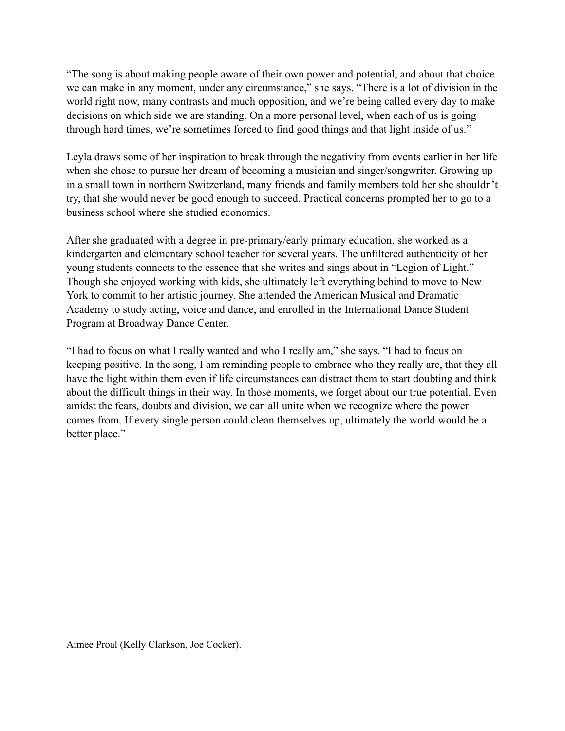"The song is about making people aware of their own power and potential, and about that choice we can make in any moment, under any circumstance," she says. "There is a lot of division in the world right now, many contrasts and much opposition, and we're being called every day to make decisions on which side we are standing. On a more personal level, when each of us is going through hard times, we're sometimes forced to find good things and that light inside of us."

Leyla draws some of her inspiration to break through the negativity from events earlier in her life when she chose to pursue her dream of becoming a musician and singer/songwriter. Growing up in a small town in northern Switzerland, many friends and family members told her she shouldn't try, that she would never be good enough to succeed. Practical concerns prompted her to go to a business school where she studied economics.

After she graduated with a degree in pre-primary/early primary education, she worked as a kindergarten and elementary school teacher for several years. The unfiltered authenticity of her young students connects to the essence that she writes and sings about in "Legion of Light." Though she enjoyed working with kids, she ultimately left everything behind to move to New York to commit to her artistic journey. She attended the American Musical and Dramatic Academy to study acting, voice and dance, and enrolled in the International Dance Student Program at Broadway Dance Center.

"I had to focus on what I really wanted and who I really am," she says. "I had to focus on keeping positive. In the song, I am reminding people to embrace who they really are, that they all have the light within them even if life circumstances can distract them to start doubting and think about the difficult things in their way. In those moments, we forget about our true potential. Even amidst the fears, doubts and division, we can all unite when we recognize where the power comes from. If every single person could clean themselves up, ultimately the world would be a better place."

Aimee Proal (Kelly Clarkson, Joe Cocker).